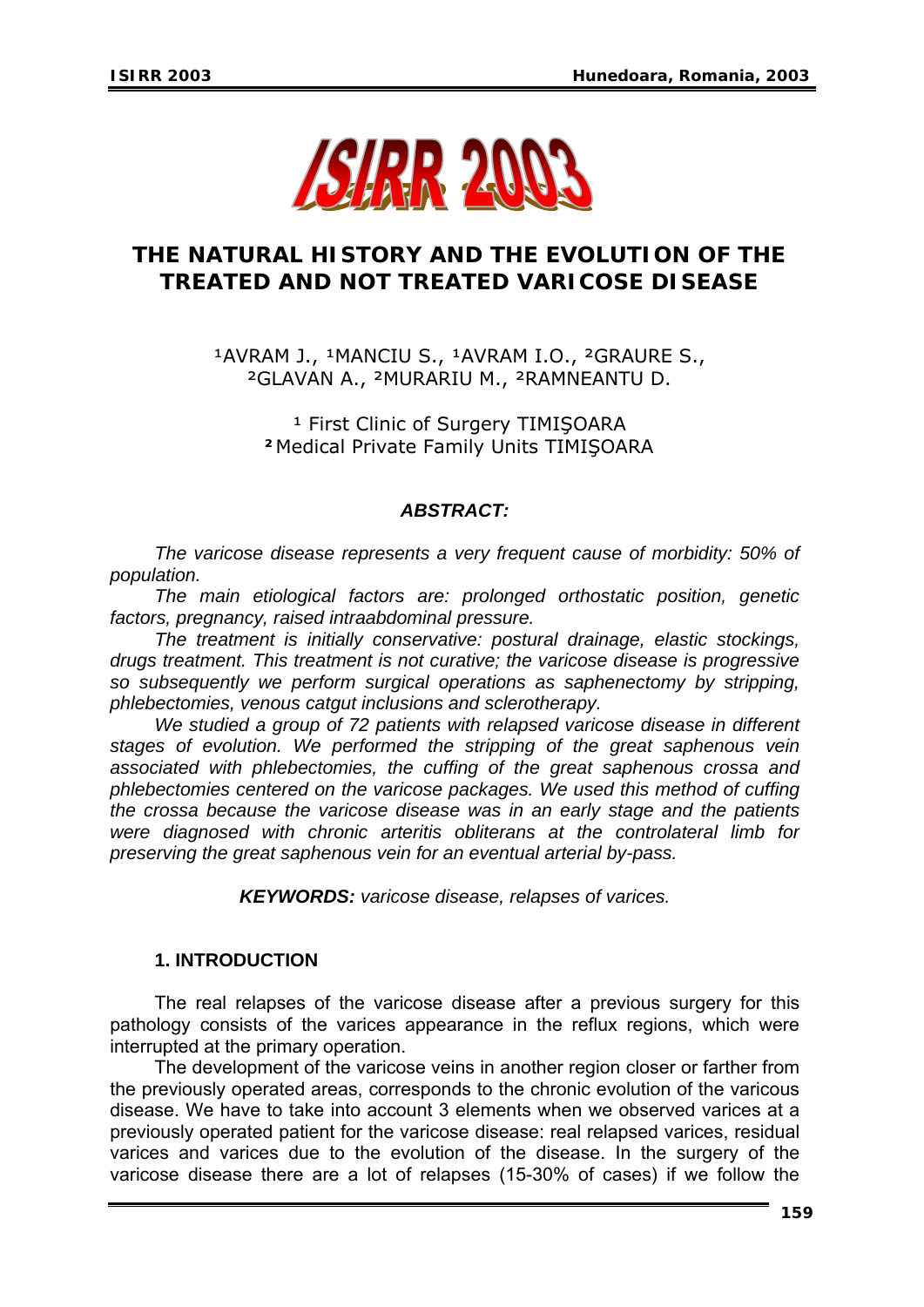# THE NATURAL HISTORY AND THE EVOLUTION OF THE TREATED AND NOT TREATED VARICOSE DISEASE

[1]AVRAM J., [1]MANCIU S., [1]AVRAM I.O., [2]GRAURE S., [2]GLAVAN A., [2]MURARIU M., [2]RAMNEANTU D.

[1] First Clinic of Surgery TIMIŞOARA
[2] Medical Private Family Units TIMIŞOARA

***ABSTRACT:***

*The varicose disease represents a very frequent cause of morbidity: 50% of population.*

*The main etiological factors are: prolonged orthostatic position, genetic factors, pregnancy, raised intraabdominal pressure.*

*The treatment is initially conservative: postural drainage, elastic stockings, drugs treatment. This treatment is not curative; the varicose disease is progressive so subsequently we perform surgical operations as saphenectomy by stripping, phlebectomies, venous catgut inclusions and sclerotherapy.*

*We studied a group of 72 patients with relapsed varicose disease in different stages of evolution. We performed the stripping of the great saphenous vein associated with phlebectomies, the cuffing of the great saphenous crossa and phlebectomies centered on the varicose packages. We used this method of cuffing the crossa because the varicose disease was in an early stage and the patients were diagnosed with chronic arteritis obliterans at the controlateral limb for preserving the great saphenous vein for an eventual arterial by-pass.*

***KEYWORDS:*** *varicose disease, relapses of varices.*

## 1. INTRODUCTION

The real relapses of the varicose disease after a previous surgery for this pathology consists of the varices appearance in the reflux regions, which were interrupted at the primary operation.

The development of the varicose veins in another region closer or farther from the previously operated areas, corresponds to the chronic evolution of the varicous disease. We have to take into account 3 elements when we observed varices at a previously operated patient for the varicose disease: real relapsed varices, residual varices and varices due to the evolution of the disease. In the surgery of the varicose disease there are a lot of relapses (15-30% of cases) if we follow the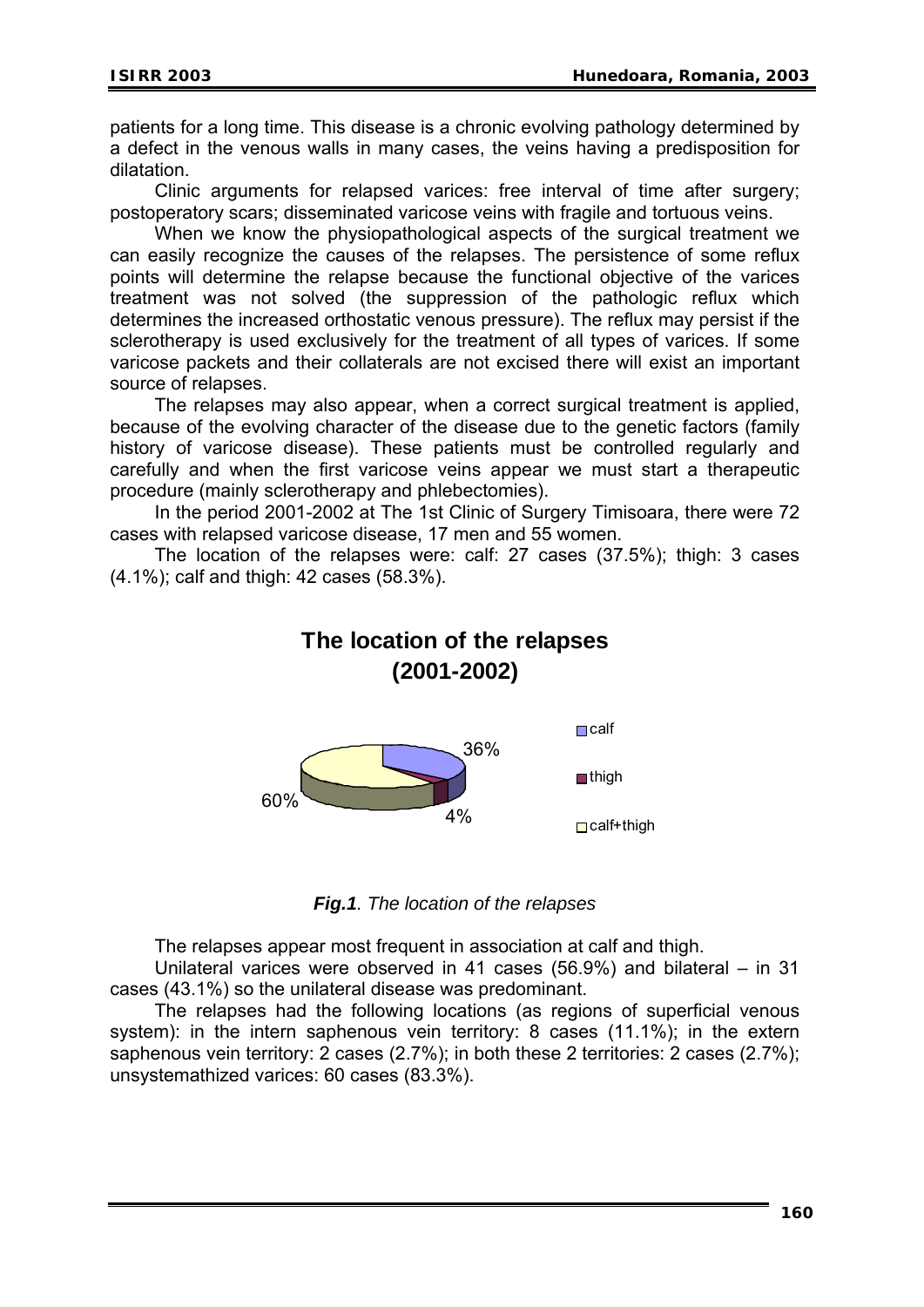patients for a long time. This disease is a chronic evolving pathology determined by a defect in the venous walls in many cases, the veins having a predisposition for dilatation.

Clinic arguments for relapsed varices: free interval of time after surgery; postoperatory scars; disseminated varicose veins with fragile and tortuous veins.

When we know the physiopathological aspects of the surgical treatment we can easily recognize the causes of the relapses. The persistence of some reflux points will determine the relapse because the functional objective of the varices treatment was not solved (the suppression of the pathologic reflux which determines the increased orthostatic venous pressure). The reflux may persist if the sclerotherapy is used exclusively for the treatment of all types of varices. If some varicose packets and their collaterals are not excised there will exist an important source of relapses.

The relapses may also appear, when a correct surgical treatment is applied, because of the evolving character of the disease due to the genetic factors (family history of varicose disease). These patients must be controlled regularly and carefully and when the first varicose veins appear we must start a therapeutic procedure (mainly sclerotherapy and phlebectomies).

In the period 2001-2002 at The 1st Clinic of Surgery Timisoara, there were 72 cases with relapsed varicose disease, 17 men and 55 women.

The location of the relapses were: calf: 27 cases (37.5%); thigh: 3 cases (4.1%); calf and thigh: 42 cases (58.3%).

**The location of the relapses (2001-2002)**

| Location | Percentage |
|---|---|
| calf | 36% |
| thigh | 4% |
| calf+thigh | 60% |

***Fig.1**. The location of the relapses*

The relapses appear most frequent in association at calf and thigh.

Unilateral varices were observed in 41 cases (56.9%) and bilateral – in 31 cases (43.1%) so the unilateral disease was predominant.

The relapses had the following locations (as regions of superficial venous system): in the intern saphenous vein territory: 8 cases (11.1%); in the extern saphenous vein territory: 2 cases (2.7%); in both these 2 territories: 2 cases (2.7%); unsystemathized varices: 60 cases (83.3%).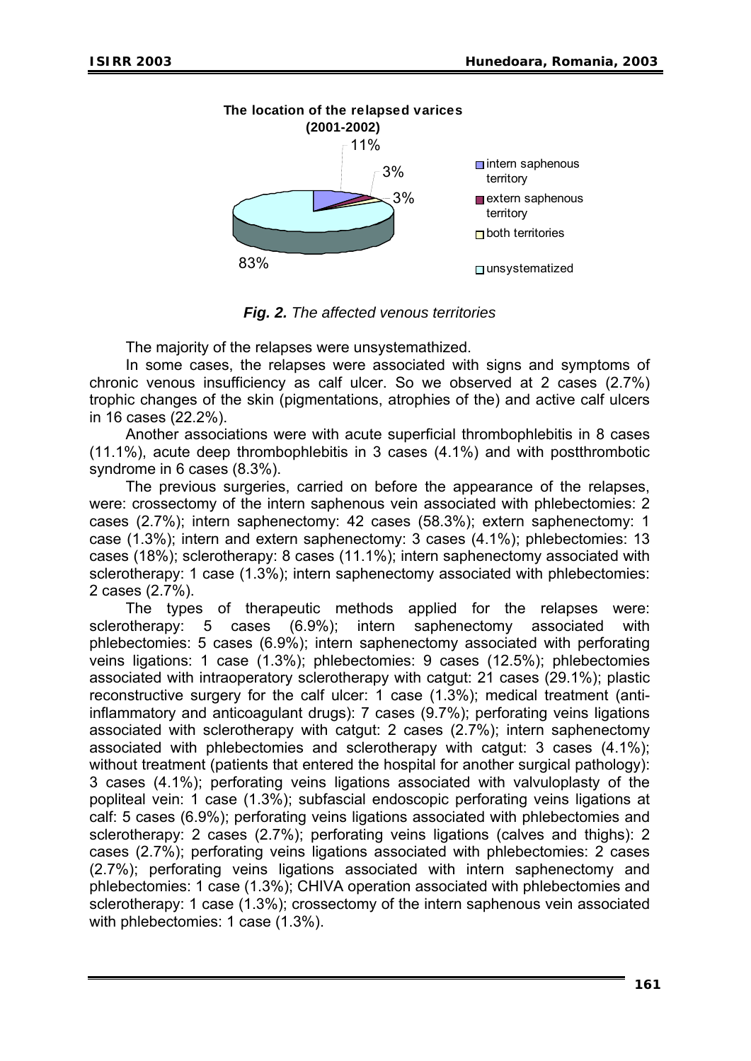**The location of the relapsed varices (2001-2002)**

- intern saphenous territory: 11%
- extern saphenous territory: 3%
- both territories: 3%
- unsystematized: 83%

***Fig. 2.*** *The affected venous territories*

The majority of the relapses were unsystemathized.

In some cases, the relapses were associated with signs and symptoms of chronic venous insufficiency as calf ulcer. So we observed at 2 cases (2.7%) trophic changes of the skin (pigmentations, atrophies of the) and active calf ulcers in 16 cases (22.2%).

Another associations were with acute superficial thrombophlebitis in 8 cases (11.1%), acute deep thrombophlebitis in 3 cases (4.1%) and with postthrombotic syndrome in 6 cases (8.3%).

The previous surgeries, carried on before the appearance of the relapses, were: crossectomy of the intern saphenous vein associated with phlebectomies: 2 cases (2.7%); intern saphenectomy: 42 cases (58.3%); extern saphenectomy: 1 case (1.3%); intern and extern saphenectomy: 3 cases (4.1%); phlebectomies: 13 cases (18%); sclerotherapy: 8 cases (11.1%); intern saphenectomy associated with sclerotherapy: 1 case (1.3%); intern saphenectomy associated with phlebectomies: 2 cases (2.7%).

The types of therapeutic methods applied for the relapses were: sclerotherapy: 5 cases (6.9%); intern saphenectomy associated with phlebectomies: 5 cases (6.9%); intern saphenectomy associated with perforating veins ligations: 1 case (1.3%); phlebectomies: 9 cases (12.5%); phlebectomies associated with intraoperatory sclerotherapy with catgut: 21 cases (29.1%); plastic reconstructive surgery for the calf ulcer: 1 case (1.3%); medical treatment (anti-inflammatory and anticoagulant drugs): 7 cases (9.7%); perforating veins ligations associated with sclerotherapy with catgut: 2 cases (2.7%); intern saphenectomy associated with phlebectomies and sclerotherapy with catgut: 3 cases (4.1%); without treatment (patients that entered the hospital for another surgical pathology): 3 cases (4.1%); perforating veins ligations associated with valvuloplasty of the popliteal vein: 1 case (1.3%); subfascial endoscopic perforating veins ligations at calf: 5 cases (6.9%); perforating veins ligations associated with phlebectomies and sclerotherapy: 2 cases (2.7%); perforating veins ligations (calves and thighs): 2 cases (2.7%); perforating veins ligations associated with phlebectomies: 2 cases (2.7%); perforating veins ligations associated with intern saphenectomy and phlebectomies: 1 case (1.3%); CHIVA operation associated with phlebectomies and sclerotherapy: 1 case (1.3%); crossectomy of the intern saphenous vein associated with phlebectomies: 1 case (1.3%).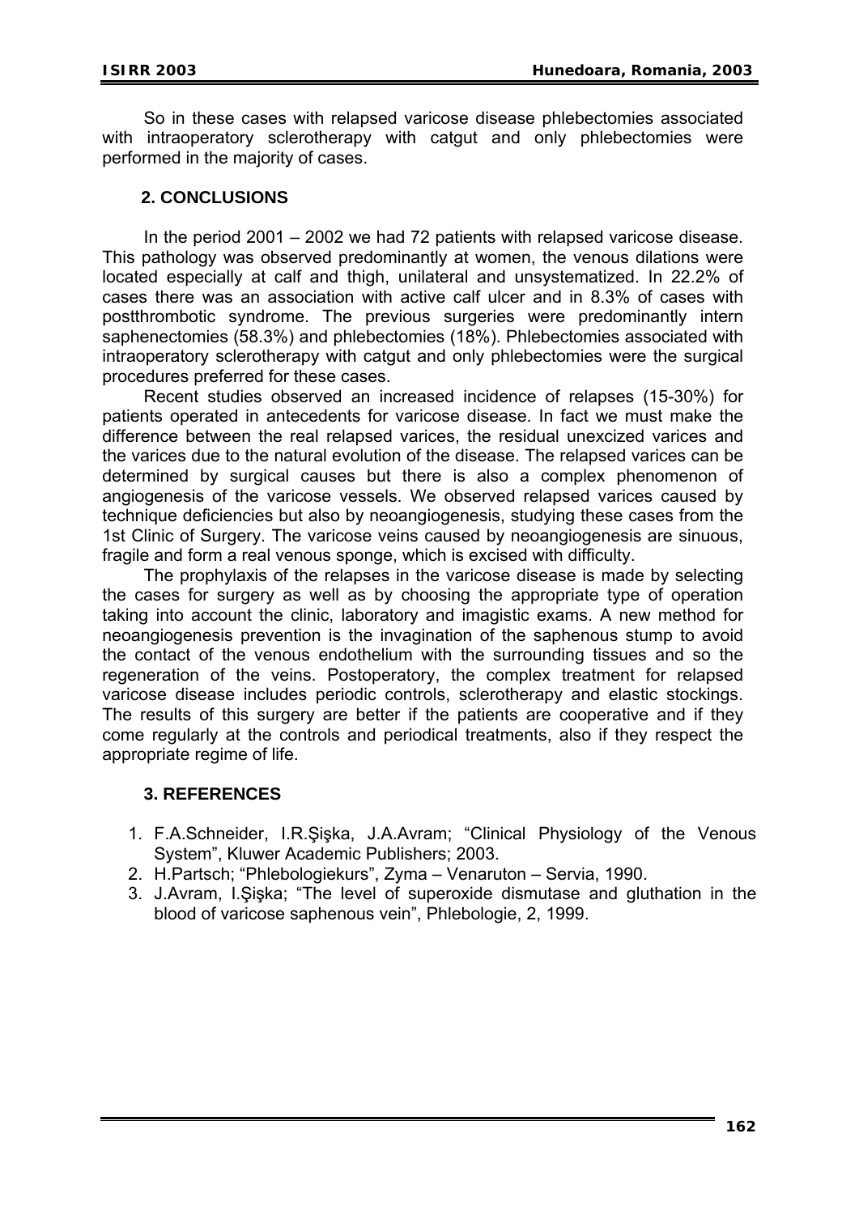So in these cases with relapsed varicose disease phlebectomies associated with intraoperatory sclerotherapy with catgut and only phlebectomies were performed in the majority of cases.

## 2. CONCLUSIONS

In the period 2001 – 2002 we had 72 patients with relapsed varicose disease. This pathology was observed predominantly at women, the venous dilations were located especially at calf and thigh, unilateral and unsystematized. In 22.2% of cases there was an association with active calf ulcer and in 8.3% of cases with postthrombotic syndrome. The previous surgeries were predominantly intern saphenectomies (58.3%) and phlebectomies (18%). Phlebectomies associated with intraoperatory sclerotherapy with catgut and only phlebectomies were the surgical procedures preferred for these cases.

Recent studies observed an increased incidence of relapses (15-30%) for patients operated in antecedents for varicose disease. In fact we must make the difference between the real relapsed varices, the residual unexcized varices and the varices due to the natural evolution of the disease. The relapsed varices can be determined by surgical causes but there is also a complex phenomenon of angiogenesis of the varicose vessels. We observed relapsed varices caused by technique deficiencies but also by neoangiogenesis, studying these cases from the 1st Clinic of Surgery. The varicose veins caused by neoangiogenesis are sinuous, fragile and form a real venous sponge, which is excised with difficulty.

The prophylaxis of the relapses in the varicose disease is made by selecting the cases for surgery as well as by choosing the appropriate type of operation taking into account the clinic, laboratory and imagistic exams. A new method for neoangiogenesis prevention is the invagination of the saphenous stump to avoid the contact of the venous endothelium with the surrounding tissues and so the regeneration of the veins. Postoperatory, the complex treatment for relapsed varicose disease includes periodic controls, sclerotherapy and elastic stockings. The results of this surgery are better if the patients are cooperative and if they come regularly at the controls and periodical treatments, also if they respect the appropriate regime of life.

## 3. REFERENCES

1. F.A.Schneider, I.R.Şişka, J.A.Avram; "Clinical Physiology of the Venous System", Kluwer Academic Publishers; 2003.
2. H.Partsch; "Phlebologiekurs", Zyma – Venaruton – Servia, 1990.
3. J.Avram, I.Şişka; "The level of superoxide dismutase and gluthation in the blood of varicose saphenous vein", Phlebologie, 2, 1999.